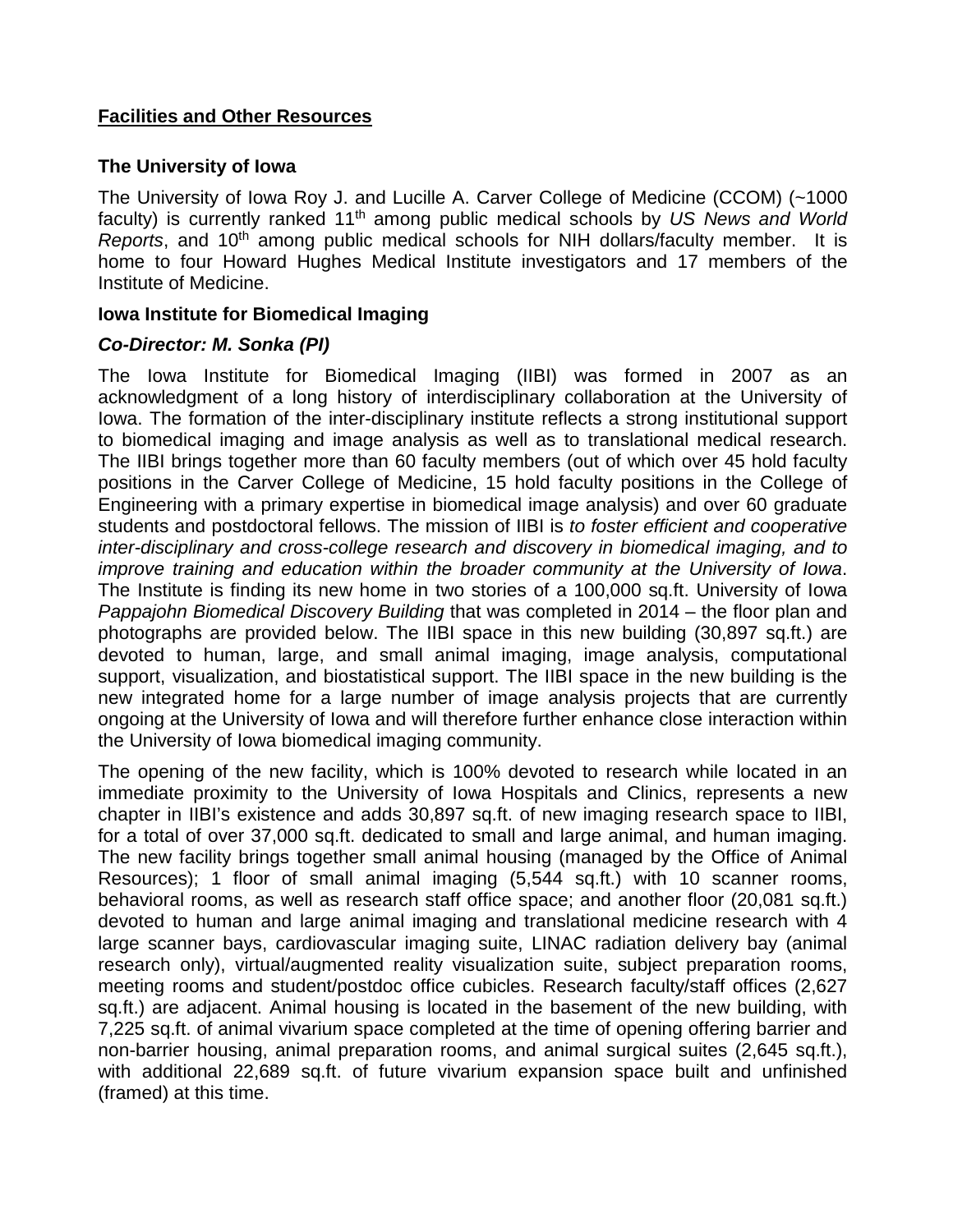## Facilities and Other Resources

### The University of Iowa

The University of Iowa Roy J. and Lucille A. Carver College of Medicine (CCOM) (~1000 faculty) is currently ranked 11th among public medical schools by *US News and World Reports*, and 10th among public medical schools for NIH dollars/faculty member. It is home to four Howard Hughes Medical Institute investigators and 17 members of the Institute of Medicine.

### Iowa Institute for Biomedical Imaging

#### *Co-Director: M. Sonka (PI)*

The Iowa Institute for Biomedical Imaging (IIBI) was formed in 2007 as an acknowledgment of a long history of interdisciplinary collaboration at the University of Iowa. The formation of the inter-disciplinary institute reflects a strong institutional support to biomedical imaging and image analysis as well as to translational medical research. The IIBI brings together more than 60 faculty members (out of which over 45 hold faculty positions in the Carver College of Medicine, 15 hold faculty positions in the College of Engineering with a primary expertise in biomedical image analysis) and over 60 graduate students and postdoctoral fellows. The mission of IIBI is *to foster efficient and cooperative inter-disciplinary and cross-college research and discovery in biomedical imaging, and to improve training and education within the broader community at the University of Iowa*. The Institute is finding its new home in two stories of a 100,000 sq.ft. University of Iowa *Pappajohn Biomedical Discovery Building* that was completed in 2014 – the floor plan and photographs are provided below. The IIBI space in this new building (30,897 sq.ft.) are devoted to human, large, and small animal imaging, image analysis, computational support, visualization, and biostatistical support. The IIBI space in the new building is the new integrated home for a large number of image analysis projects that are currently ongoing at the University of Iowa and will therefore further enhance close interaction within the University of Iowa biomedical imaging community.

The opening of the new facility, which is 100% devoted to research while located in an immediate proximity to the University of Iowa Hospitals and Clinics, represents a new chapter in IIBI's existence and adds 30,897 sq.ft. of new imaging research space to IIBI, for a total of over 37,000 sq.ft. dedicated to small and large animal, and human imaging. The new facility brings together small animal housing (managed by the Office of Animal Resources); 1 floor of small animal imaging (5,544 sq.ft.) with 10 scanner rooms, behavioral rooms, as well as research staff office space; and another floor (20,081 sq.ft.) devoted to human and large animal imaging and translational medicine research with 4 large scanner bays, cardiovascular imaging suite, LINAC radiation delivery bay (animal research only), virtual/augmented reality visualization suite, subject preparation rooms, meeting rooms and student/postdoc office cubicles. Research faculty/staff offices (2,627 sq.ft.) are adjacent. Animal housing is located in the basement of the new building, with 7,225 sq.ft. of animal vivarium space completed at the time of opening offering barrier and non-barrier housing, animal preparation rooms, and animal surgical suites (2,645 sq.ft.), with additional 22,689 sq.ft. of future vivarium expansion space built and unfinished (framed) at this time.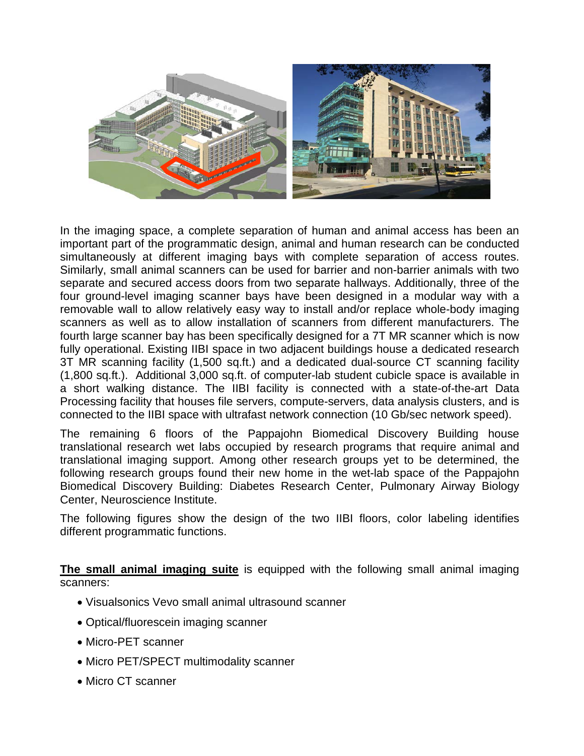In the imaging space, a complete separation of human and animal access has been an important part of the programmatic design, animal and human research can be conducted simultaneously at different imaging bays with complete separation of access routes. Similarly, small animal scanners can be used for barrier and non-barrier animals with two separate and secured access doors from two separate hallways. Additionally, three of the four ground-level imaging scanner bays have been designed in a modular way with a removable wall to allow relatively easy way to install and/or replace whole-body imaging scanners as well as to allow installation of scanners from different manufacturers. The fourth large scanner bay has been specifically designed for a 7T MR scanner which is now fully operational. Existing IIBI space in two adjacent buildings house a dedicated research 3T MR scanning facility (1,500 sq.ft.) and a dedicated dual-source CT scanning facility (1,800 sq.ft.). Additional 3,000 sq.ft. of computer-lab student cubicle space is available in a short walking distance. The IIBI facility is connected with a state-of-the-art Data Processing facility that houses file servers, compute-servers, data analysis clusters, and is connected to the IIBI space with ultrafast network connection (10 Gb/sec network speed).

The remaining 6 floors of the Pappajohn Biomedical Discovery Building house translational research wet labs occupied by research programs that require animal and translational imaging support. Among other research groups yet to be determined, the following research groups found their new home in the wet-lab space of the Pappajohn Biomedical Discovery Building: Diabetes Research Center, Pulmonary Airway Biology Center, Neuroscience Institute.

The following figures show the design of the two IIBI floors, color labeling identifies different programmatic functions.

**The small animal imaging suite** is equipped with the following small animal imaging scanners:

- Visualsonics Vevo small animal ultrasound scanner
- Optical/fluorescein imaging scanner
- Micro-PET scanner
- Micro PET/SPECT multimodality scanner
- Micro CT scanner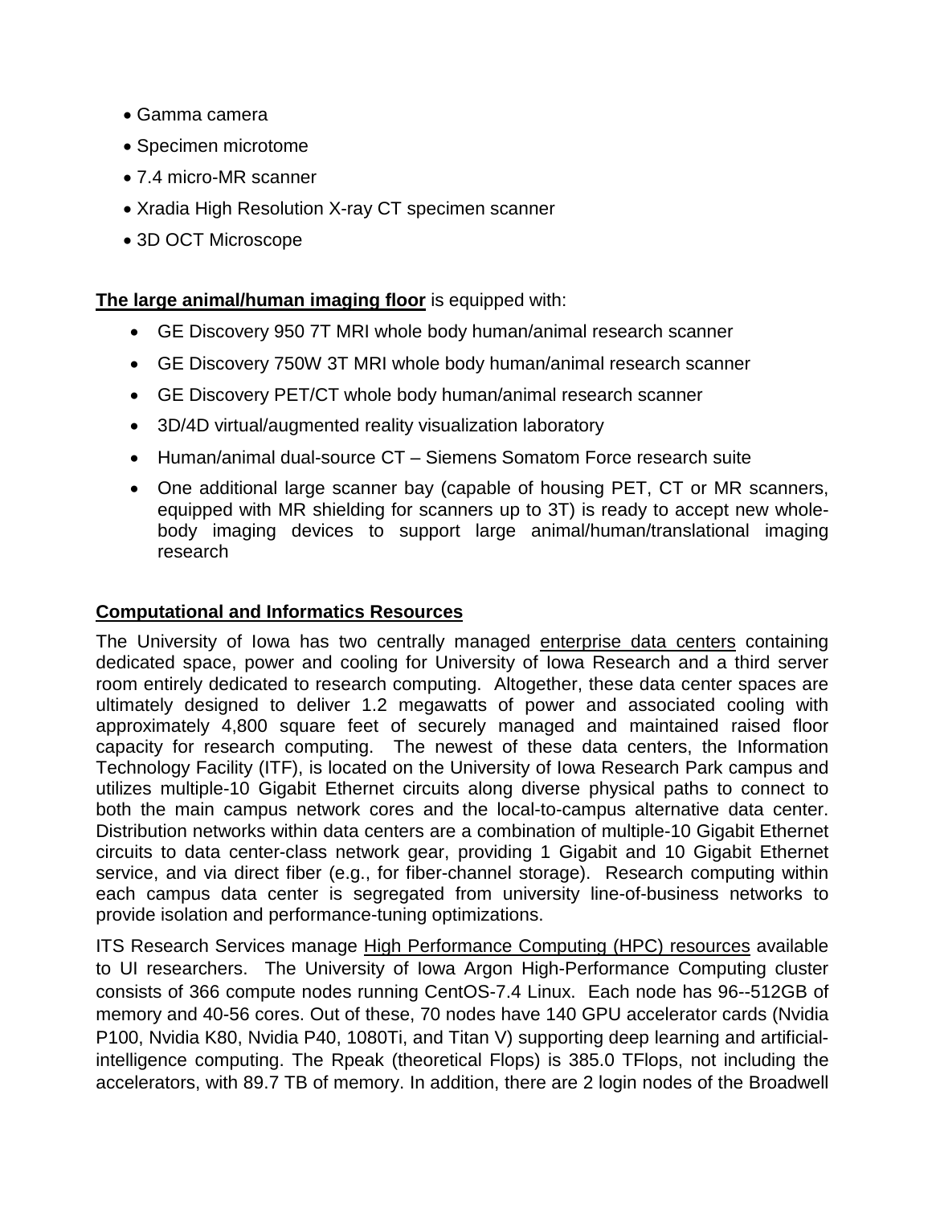- Gamma camera
- Specimen microtome
- 7.4 micro-MR scanner
- Xradia High Resolution X-ray CT specimen scanner
- 3D OCT Microscope

**The large animal/human imaging floor** is equipped with:

- GE Discovery 950 7T MRI whole body human/animal research scanner
- GE Discovery 750W 3T MRI whole body human/animal research scanner
- GE Discovery PET/CT whole body human/animal research scanner
- 3D/4D virtual/augmented reality visualization laboratory
- Human/animal dual-source CT – Siemens Somatom Force research suite
- One additional large scanner bay (capable of housing PET, CT or MR scanners, equipped with MR shielding for scanners up to 3T) is ready to accept new whole-body imaging devices to support large animal/human/translational imaging research

## Computational and Informatics Resources

The University of Iowa has two centrally managed enterprise data centers containing dedicated space, power and cooling for University of Iowa Research and a third server room entirely dedicated to research computing. Altogether, these data center spaces are ultimately designed to deliver 1.2 megawatts of power and associated cooling with approximately 4,800 square feet of securely managed and maintained raised floor capacity for research computing. The newest of these data centers, the Information Technology Facility (ITF), is located on the University of Iowa Research Park campus and utilizes multiple-10 Gigabit Ethernet circuits along diverse physical paths to connect to both the main campus network cores and the local-to-campus alternative data center. Distribution networks within data centers are a combination of multiple-10 Gigabit Ethernet circuits to data center-class network gear, providing 1 Gigabit and 10 Gigabit Ethernet service, and via direct fiber (e.g., for fiber-channel storage). Research computing within each campus data center is segregated from university line-of-business networks to provide isolation and performance-tuning optimizations.

ITS Research Services manage High Performance Computing (HPC) resources available to UI researchers. The University of Iowa Argon High-Performance Computing cluster consists of 366 compute nodes running CentOS-7.4 Linux. Each node has 96--512GB of memory and 40-56 cores. Out of these, 70 nodes have 140 GPU accelerator cards (Nvidia P100, Nvidia K80, Nvidia P40, 1080Ti, and Titan V) supporting deep learning and artificial-intelligence computing. The Rpeak (theoretical Flops) is 385.0 TFlops, not including the accelerators, with 89.7 TB of memory. In addition, there are 2 login nodes of the Broadwell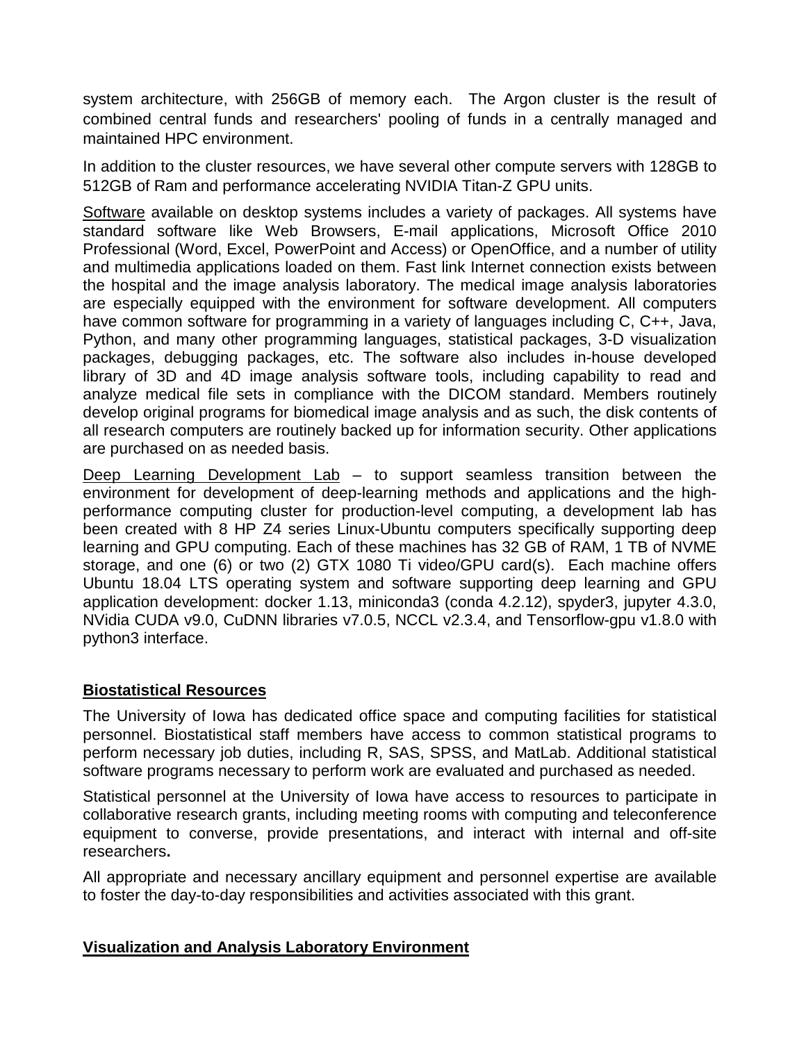system architecture, with 256GB of memory each. The Argon cluster is the result of combined central funds and researchers' pooling of funds in a centrally managed and maintained HPC environment.

In addition to the cluster resources, we have several other compute servers with 128GB to 512GB of Ram and performance accelerating NVIDIA Titan-Z GPU units.

Software available on desktop systems includes a variety of packages. All systems have standard software like Web Browsers, E-mail applications, Microsoft Office 2010 Professional (Word, Excel, PowerPoint and Access) or OpenOffice, and a number of utility and multimedia applications loaded on them. Fast link Internet connection exists between the hospital and the image analysis laboratory. The medical image analysis laboratories are especially equipped with the environment for software development. All computers have common software for programming in a variety of languages including C, C++, Java, Python, and many other programming languages, statistical packages, 3-D visualization packages, debugging packages, etc. The software also includes in-house developed library of 3D and 4D image analysis software tools, including capability to read and analyze medical file sets in compliance with the DICOM standard. Members routinely develop original programs for biomedical image analysis and as such, the disk contents of all research computers are routinely backed up for information security. Other applications are purchased on as needed basis.

Deep Learning Development Lab – to support seamless transition between the environment for development of deep-learning methods and applications and the high-performance computing cluster for production-level computing, a development lab has been created with 8 HP Z4 series Linux-Ubuntu computers specifically supporting deep learning and GPU computing. Each of these machines has 32 GB of RAM, 1 TB of NVME storage, and one (6) or two (2) GTX 1080 Ti video/GPU card(s). Each machine offers Ubuntu 18.04 LTS operating system and software supporting deep learning and GPU application development: docker 1.13, miniconda3 (conda 4.2.12), spyder3, jupyter 4.3.0, NVidia CUDA v9.0, CuDNN libraries v7.0.5, NCCL v2.3.4, and Tensorflow-gpu v1.8.0 with python3 interface.

## Biostatistical Resources

The University of Iowa has dedicated office space and computing facilities for statistical personnel. Biostatistical staff members have access to common statistical programs to perform necessary job duties, including R, SAS, SPSS, and MatLab. Additional statistical software programs necessary to perform work are evaluated and purchased as needed.

Statistical personnel at the University of Iowa have access to resources to participate in collaborative research grants, including meeting rooms with computing and teleconference equipment to converse, provide presentations, and interact with internal and off-site researchers**.**

All appropriate and necessary ancillary equipment and personnel expertise are available to foster the day-to-day responsibilities and activities associated with this grant.

## Visualization and Analysis Laboratory Environment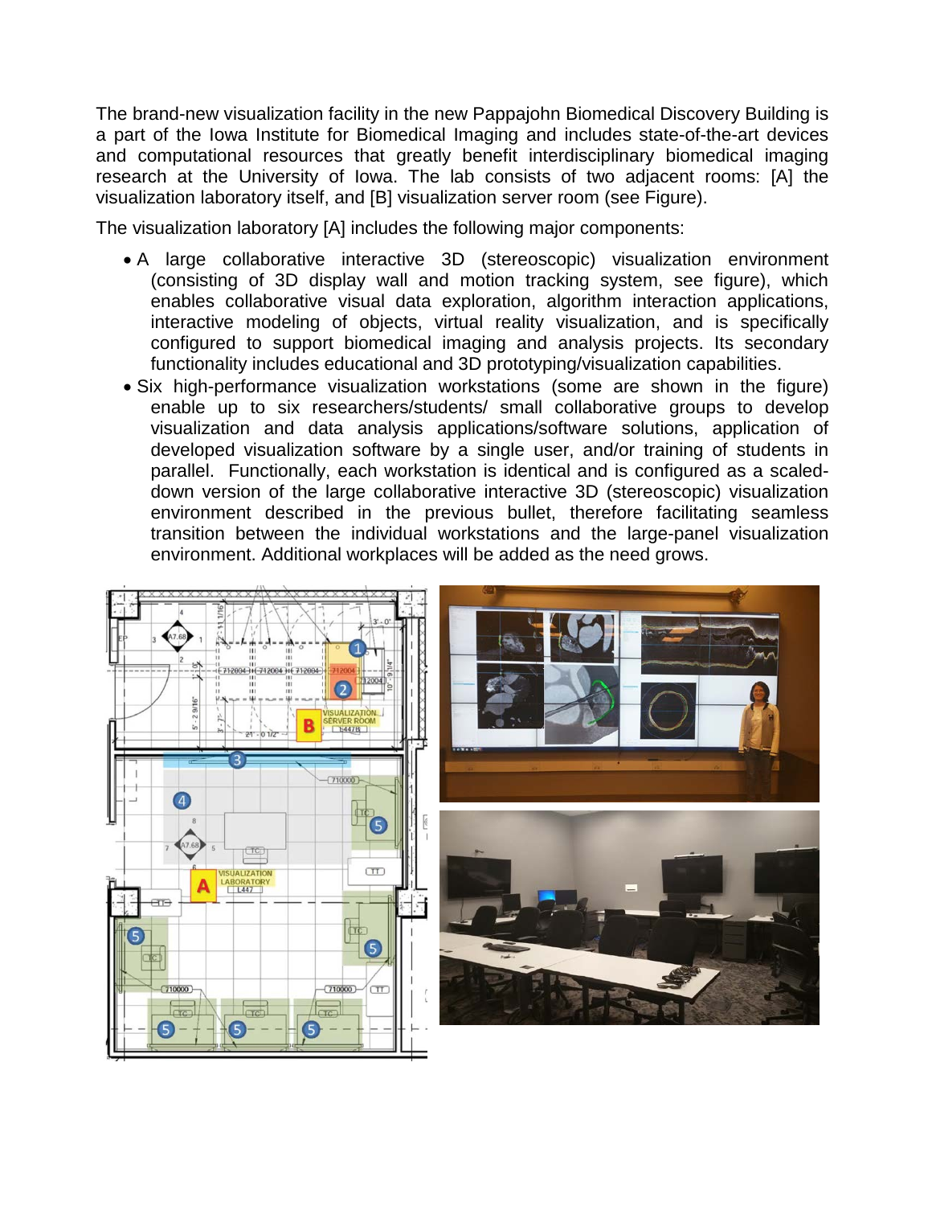The brand-new visualization facility in the new Pappajohn Biomedical Discovery Building is a part of the Iowa Institute for Biomedical Imaging and includes state-of-the-art devices and computational resources that greatly benefit interdisciplinary biomedical imaging research at the University of Iowa. The lab consists of two adjacent rooms: [A] the visualization laboratory itself, and [B] visualization server room (see Figure).

The visualization laboratory [A] includes the following major components:

- A large collaborative interactive 3D (stereoscopic) visualization environment (consisting of 3D display wall and motion tracking system, see figure), which enables collaborative visual data exploration, algorithm interaction applications, interactive modeling of objects, virtual reality visualization, and is specifically configured to support biomedical imaging and analysis projects. Its secondary functionality includes educational and 3D prototyping/visualization capabilities.
- Six high-performance visualization workstations (some are shown in the figure) enable up to six researchers/students/ small collaborative groups to develop visualization and data analysis applications/software solutions, application of developed visualization software by a single user, and/or training of students in parallel. Functionally, each workstation is identical and is configured as a scaled-down version of the large collaborative interactive 3D (stereoscopic) visualization environment described in the previous bullet, therefore facilitating seamless transition between the individual workstations and the large-panel visualization environment. Additional workplaces will be added as the need grows.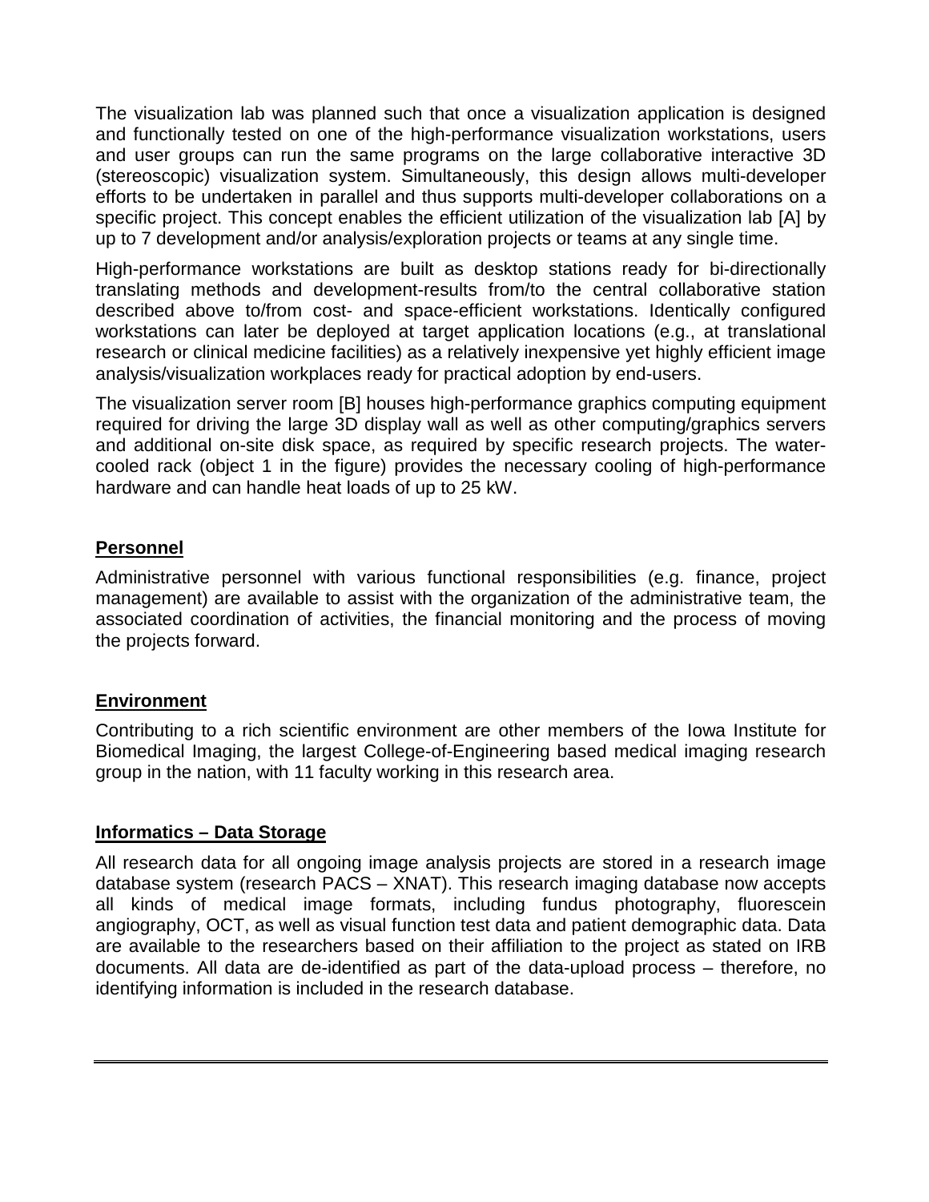The visualization lab was planned such that once a visualization application is designed and functionally tested on one of the high-performance visualization workstations, users and user groups can run the same programs on the large collaborative interactive 3D (stereoscopic) visualization system. Simultaneously, this design allows multi-developer efforts to be undertaken in parallel and thus supports multi-developer collaborations on a specific project. This concept enables the efficient utilization of the visualization lab [A] by up to 7 development and/or analysis/exploration projects or teams at any single time.

High-performance workstations are built as desktop stations ready for bi-directionally translating methods and development-results from/to the central collaborative station described above to/from cost- and space-efficient workstations. Identically configured workstations can later be deployed at target application locations (e.g., at translational research or clinical medicine facilities) as a relatively inexpensive yet highly efficient image analysis/visualization workplaces ready for practical adoption by end-users.

The visualization server room [B] houses high-performance graphics computing equipment required for driving the large 3D display wall as well as other computing/graphics servers and additional on-site disk space, as required by specific research projects. The water-cooled rack (object 1 in the figure) provides the necessary cooling of high-performance hardware and can handle heat loads of up to 25 kW.

## Personnel

Administrative personnel with various functional responsibilities (e.g. finance, project management) are available to assist with the organization of the administrative team, the associated coordination of activities, the financial monitoring and the process of moving the projects forward.

## Environment

Contributing to a rich scientific environment are other members of the Iowa Institute for Biomedical Imaging, the largest College-of-Engineering based medical imaging research group in the nation, with 11 faculty working in this research area.

## Informatics – Data Storage

All research data for all ongoing image analysis projects are stored in a research image database system (research PACS – XNAT). This research imaging database now accepts all kinds of medical image formats, including fundus photography, fluorescein angiography, OCT, as well as visual function test data and patient demographic data. Data are available to the researchers based on their affiliation to the project as stated on IRB documents. All data are de-identified as part of the data-upload process – therefore, no identifying information is included in the research database.